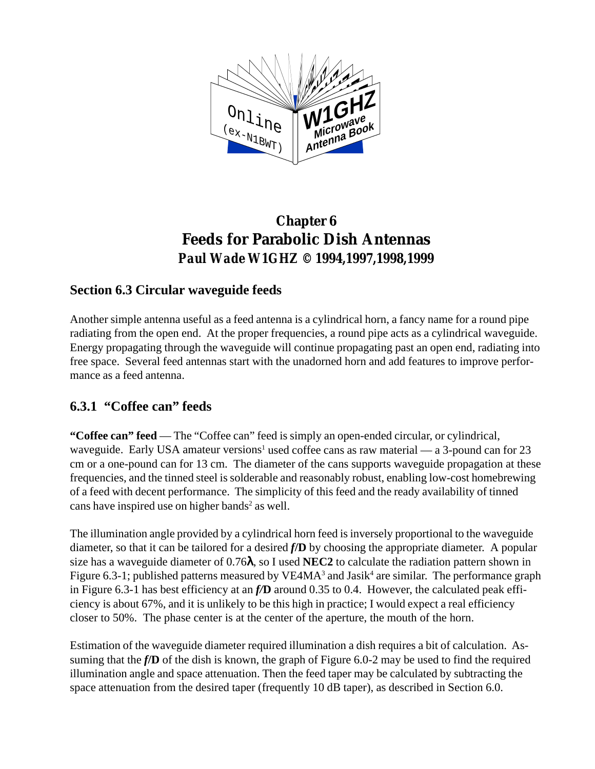# Chapter 6
# Feeds for Parabolic Dish Antennas
### *Paul Wade W1GHZ © 1994,1997,1998,1999*

## Section 6.3 Circular waveguide feeds

Another simple antenna useful as a feed antenna is a cylindrical horn, a fancy name for a round pipe radiating from the open end. At the proper frequencies, a round pipe acts as a cylindrical waveguide. Energy propagating through the waveguide will continue propagating past an open end, radiating into free space. Several feed antennas start with the unadorned horn and add features to improve performance as a feed antenna.

### 6.3.1 "Coffee can" feeds

**"Coffee can" feed** — The "Coffee can" feed is simply an open-ended circular, or cylindrical, waveguide. Early USA amateur versions[1] used coffee cans as raw material — a 3-pound can for 23 cm or a one-pound can for 13 cm. The diameter of the cans supports waveguide propagation at these frequencies, and the tinned steel is solderable and reasonably robust, enabling low-cost homebrewing of a feed with decent performance. The simplicity of this feed and the ready availability of tinned cans have inspired use on higher bands[2] as well.

The illumination angle provided by a cylindrical horn feed is inversely proportional to the waveguide diameter, so that it can be tailored for a desired ***f*/D** by choosing the appropriate diameter. A popular size has a waveguide diameter of 0.76**λ**, so I used **NEC2** to calculate the radiation pattern shown in Figure 6.3-1; published patterns measured by VE4MA[3] and Jasik[4] are similar. The performance graph in Figure 6.3-1 has best efficiency at an ***f*/D** around 0.35 to 0.4. However, the calculated peak efficiency is about 67%, and it is unlikely to be this high in practice; I would expect a real efficiency closer to 50%. The phase center is at the center of the aperture, the mouth of the horn.

Estimation of the waveguide diameter required illumination a dish requires a bit of calculation. Assuming that the ***f*/D** of the dish is known, the graph of Figure 6.0-2 may be used to find the required illumination angle and space attenuation. Then the feed taper may be calculated by subtracting the space attenuation from the desired taper (frequently 10 dB taper), as described in Section 6.0.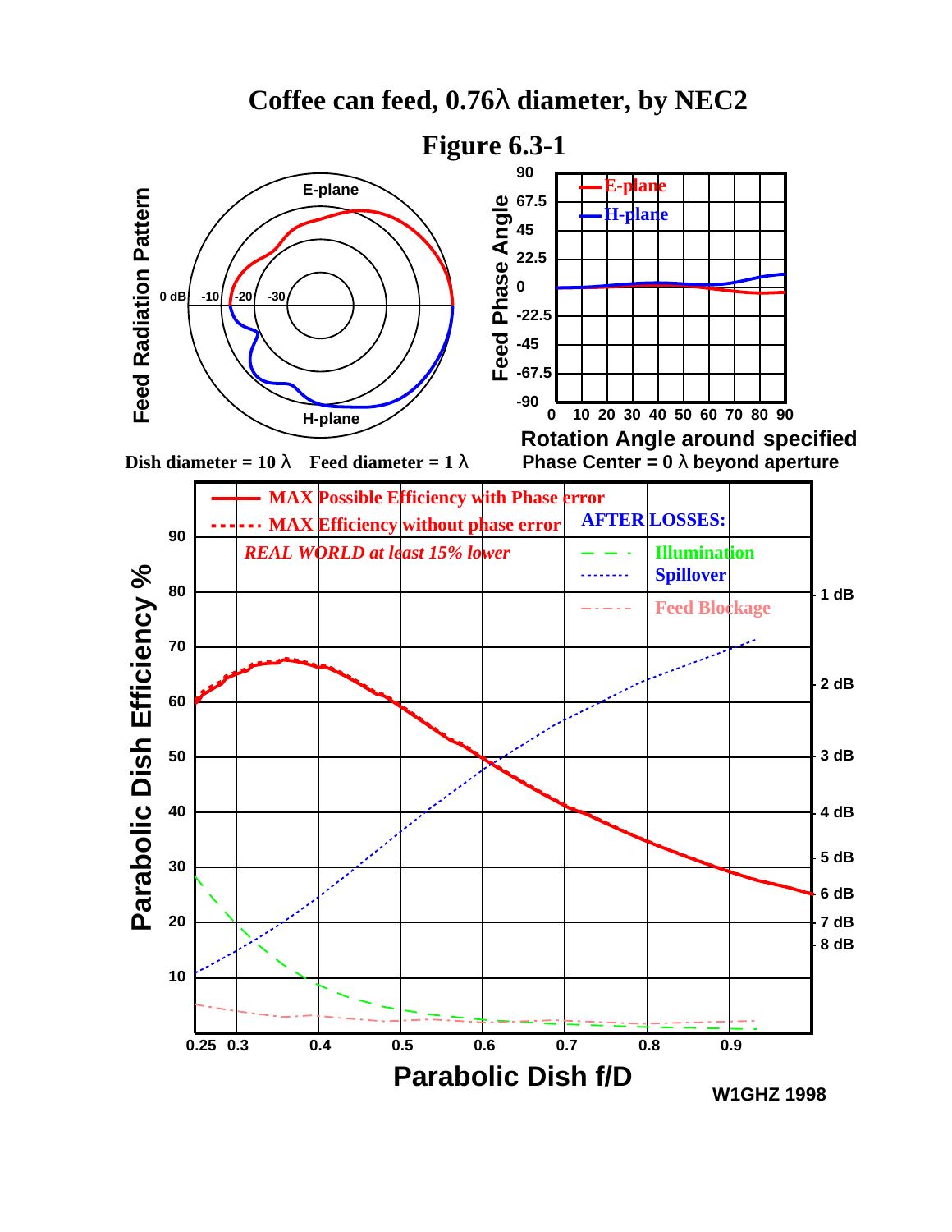# Coffee can feed, 0.76λ diameter, by NEC2

## Figure 6.3-1

Feed Radiation Pattern

E-plane

0 dB -10 -20 -30

H-plane

Feed Phase Angle

90, 67.5, 45, 22.5, 0, -22.5, -45, -67.5, -90

E-plane

H-plane

0 10 20 30 40 50 60 70 80 90

**Rotation Angle around specified Phase Center = 0 λ beyond aperture**

Dish diameter = 10 λ  Feed diameter = 1 λ

Parabolic Dish Efficiency %

MAX Possible Efficiency with Phase error

MAX Efficiency without phase error

*REAL WORLD at least 15% lower*

AFTER LOSSES:

Illumination

Spillover

Feed Blockage

1 dB, 2 dB, 3 dB, 4 dB, 5 dB, 6 dB, 7 dB, 8 dB

**Parabolic Dish f/D**

W1GHZ 1998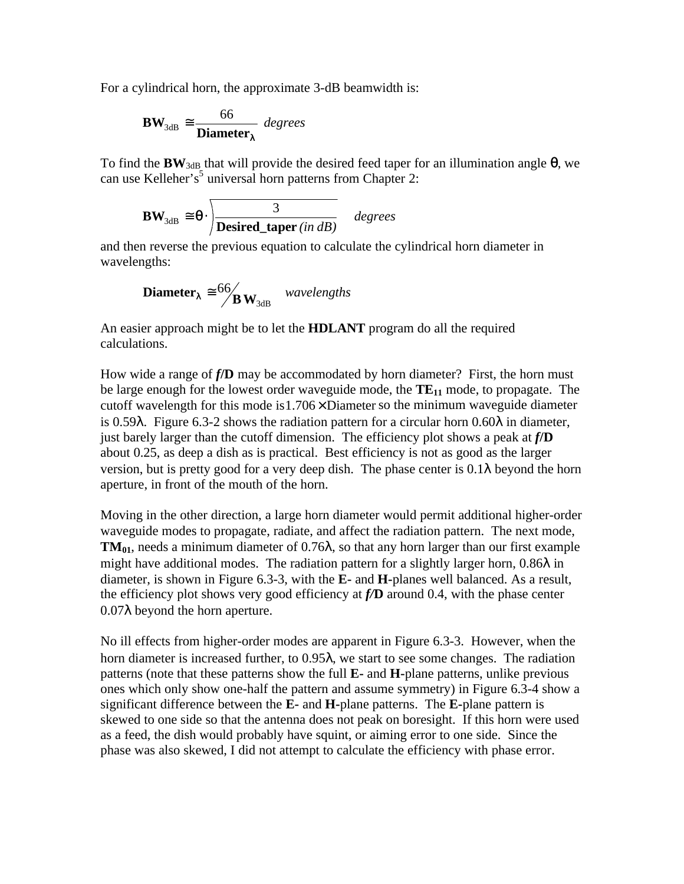For a cylindrical horn, the approximate 3-dB beamwidth is:

$$\mathbf{BW}_{3\mathrm{dB}} \cong \frac{66}{\mathbf{Diameter}_{\lambda}} \quad \textit{degrees}$$

To find the $\mathbf{BW}_{3\mathrm{dB}}$ that will provide the desired feed taper for an illumination angle $\theta$, we can use Kelleher's[5] universal horn patterns from Chapter 2:

$$\mathbf{BW}_{3\mathrm{dB}} \cong \theta \cdot \sqrt{\frac{3}{\mathbf{Desired\_taper}\ \textit{(in dB)}}} \quad \textit{degrees}$$

and then reverse the previous equation to calculate the cylindrical horn diameter in wavelengths:

$$\mathbf{Diameter}_{\lambda} \cong 66 / \mathbf{BW}_{3\mathrm{dB}} \quad \textit{wavelengths}$$

An easier approach might be to let the **HDLANT** program do all the required calculations.

How wide a range of ***f*/D** may be accommodated by horn diameter? First, the horn must be large enough for the lowest order waveguide mode, the $\mathbf{TE_{11}}$ mode, to propagate. The cutoff wavelength for this mode is $1.706 \times \mathrm{Diameter}$ so the minimum waveguide diameter is 0.59λ. Figure 6.3-2 shows the radiation pattern for a circular horn 0.60λ in diameter, just barely larger than the cutoff dimension. The efficiency plot shows a peak at ***f*/D** about 0.25, as deep a dish as is practical. Best efficiency is not as good as the larger version, but is pretty good for a very deep dish. The phase center is 0.1λ beyond the horn aperture, in front of the mouth of the horn.

Moving in the other direction, a large horn diameter would permit additional higher-order waveguide modes to propagate, radiate, and affect the radiation pattern. The next mode, $\mathbf{TM_{01}}$, needs a minimum diameter of 0.76λ, so that any horn larger than our first example might have additional modes. The radiation pattern for a slightly larger horn, 0.86λ in diameter, is shown in Figure 6.3-3, with the **E-** and **H-**planes well balanced. As a result, the efficiency plot shows very good efficiency at ***f*/D** around 0.4, with the phase center 0.07λ beyond the horn aperture.

No ill effects from higher-order modes are apparent in Figure 6.3-3. However, when the horn diameter is increased further, to 0.95λ, we start to see some changes. The radiation patterns (note that these patterns show the full **E-** and **H-**plane patterns, unlike previous ones which only show one-half the pattern and assume symmetry) in Figure 6.3-4 show a significant difference between the **E-** and **H-**plane patterns. The **E-**plane pattern is skewed to one side so that the antenna does not peak on boresight. If this horn were used as a feed, the dish would probably have squint, or aiming error to one side. Since the phase was also skewed, I did not attempt to calculate the efficiency with phase error.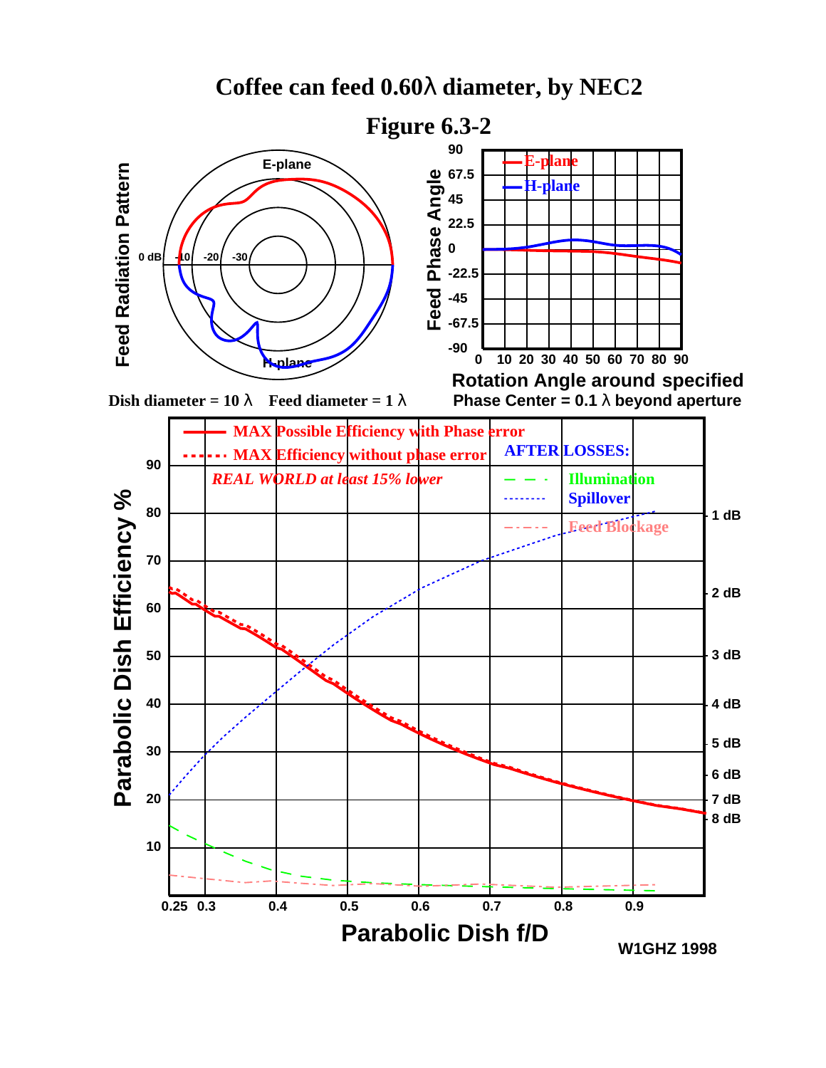# Coffee can feed 0.60λ diameter, by NEC2

## Figure 6.3-2

Feed Radiation Pattern

E-plane

H-plane

0 dB -10 -20 -30

Feed Phase Angle

90, 67.5, 45, 22.5, 0, -22.5, -45, -67.5, -90

0 10 20 30 40 50 60 70 80 90

E-plane

H-plane

Rotation Angle around specified
Phase Center = 0.1 λ beyond aperture

Dish diameter = 10 λ    Feed diameter = 1 λ

Parabolic Dish Efficiency %

MAX Possible Efficiency with Phase error

MAX Efficiency without phase error

*REAL WORLD at least 15% lower*

AFTER LOSSES:

Illumination

Spillover

Feed Blockage

1 dB, 2 dB, 3 dB, 4 dB, 5 dB, 6 dB, 7 dB, 8 dB

0.25 0.3 0.4 0.5 0.6 0.7 0.8 0.9

Parabolic Dish f/D

W1GHZ 1998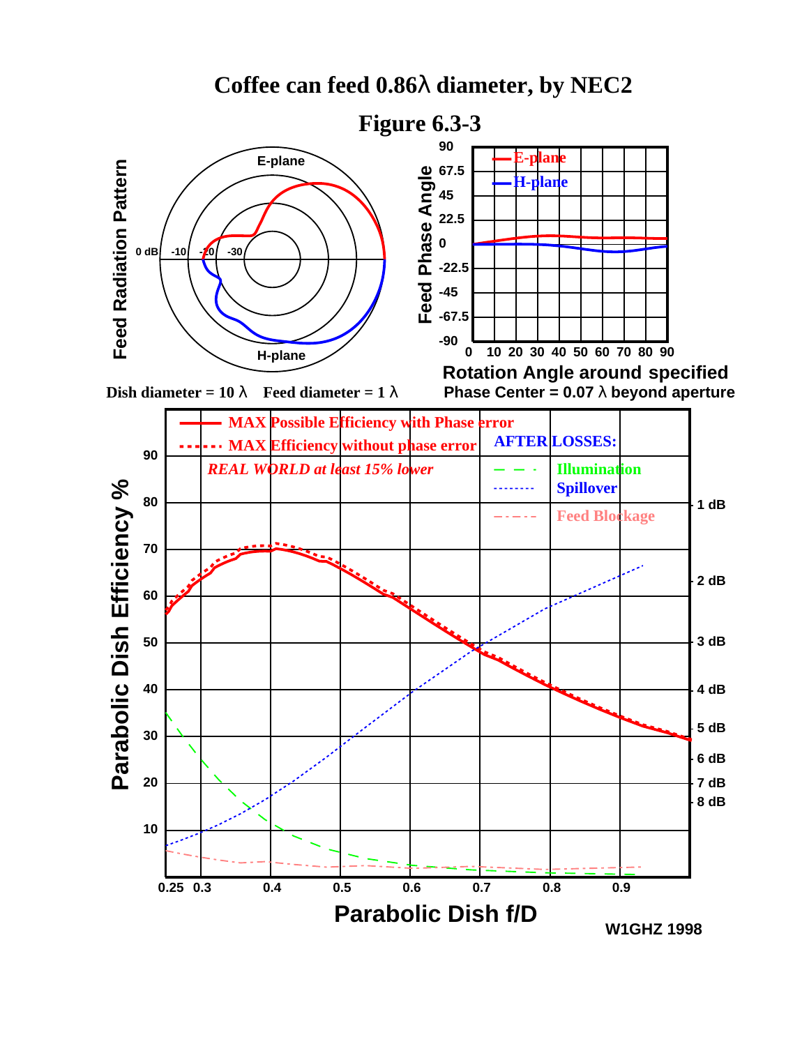# Coffee can feed 0.86λ diameter, by NEC2

## Figure 6.3-3

Feed Radiation Pattern

E-plane

0 dB -10 -20 -30

H-plane

Feed Phase Angle

90, 67.5, 45, 22.5, 0, -22.5, -45, -67.5, -90

E-plane

H-plane

0 10 20 30 40 50 60 70 80 90

Rotation Angle around specified Phase Center = 0.07 λ beyond aperture

Dish diameter = 10 λ Feed diameter = 1 λ

Parabolic Dish Efficiency %

MAX Possible Efficiency with Phase error

MAX Efficiency without phase error

*REAL WORLD at least 15% lower*

AFTER LOSSES:

Illumination

Spillover

Feed Blockage

1 dB, 2 dB, 3 dB, 4 dB, 5 dB, 6 dB, 7 dB, 8 dB

10, 20, 30, 40, 50, 60, 70, 80, 90

0.25 0.3 0.4 0.5 0.6 0.7 0.8 0.9

Parabolic Dish f/D

W1GHZ 1998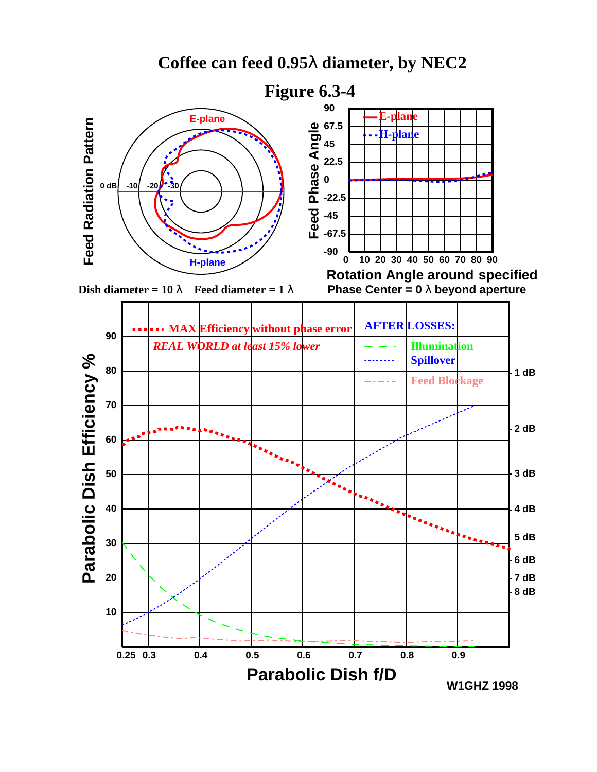# Coffee can feed 0.95λ diameter, by NEC2

## Figure 6.3-4

Feed Radiation Pattern

E-plane

H-plane

0 dB -10 -20 -30

Feed Phase Angle

90, 67.5, 45, 22.5, 0, -22.5, -45, -67.5, -90

E-plane

H-plane

0 10 20 30 40 50 60 70 80 90

Rotation Angle around specified

Dish diameter = 10 λ    Feed diameter = 1 λ

Phase Center = 0 λ beyond aperture

Parabolic Dish Efficiency %

MAX Efficiency without phase error

*REAL WORLD at least 15% lower*

AFTER LOSSES:

Illumination

Spillover

Feed Blockage

90, 80, 70, 60, 50, 40, 30, 20, 10

1 dB, 2 dB, 3 dB, 4 dB, 5 dB, 6 dB, 7 dB, 8 dB

0.25 0.3 0.4 0.5 0.6 0.7 0.8 0.9

Parabolic Dish f/D

W1GHZ 1998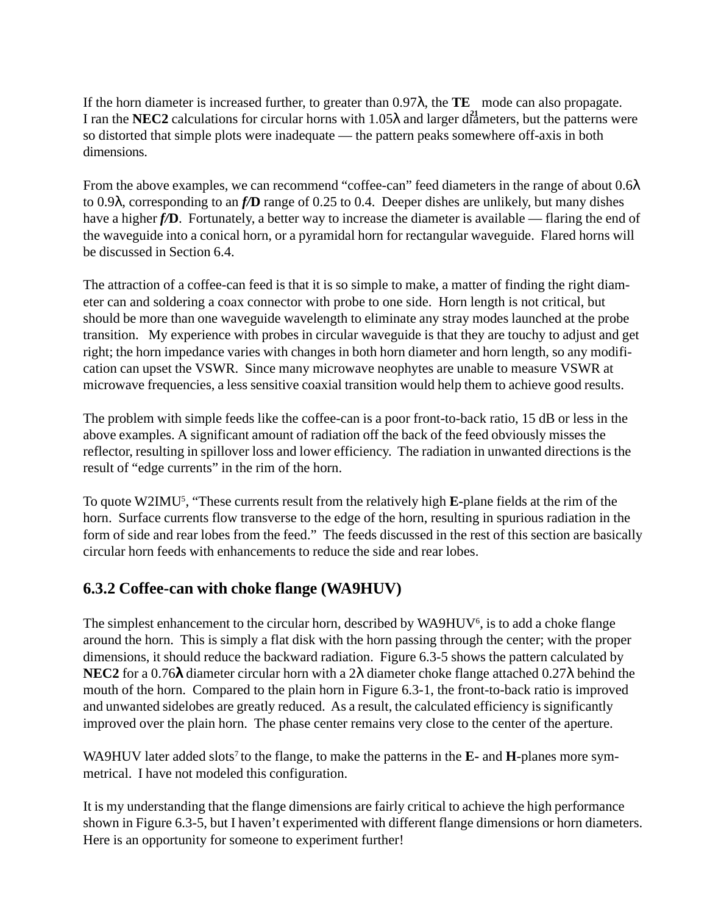If the horn diameter is increased further, to greater than 0.97λ, the $TE_{21}$ mode can also propagate. I ran the **NEC2** calculations for circular horns with 1.05λ and larger diameters, but the patterns were so distorted that simple plots were inadequate — the pattern peaks somewhere off-axis in both dimensions.

From the above examples, we can recommend "coffee-can" feed diameters in the range of about 0.6λ to 0.9λ, corresponding to an ***f/D*** range of 0.25 to 0.4. Deeper dishes are unlikely, but many dishes have a higher ***f/D***. Fortunately, a better way to increase the diameter is available — flaring the end of the waveguide into a conical horn, or a pyramidal horn for rectangular waveguide. Flared horns will be discussed in Section 6.4.

The attraction of a coffee-can feed is that it is so simple to make, a matter of finding the right diameter can and soldering a coax connector with probe to one side. Horn length is not critical, but should be more than one waveguide wavelength to eliminate any stray modes launched at the probe transition. My experience with probes in circular waveguide is that they are touchy to adjust and get right; the horn impedance varies with changes in both horn diameter and horn length, so any modification can upset the VSWR. Since many microwave neophytes are unable to measure VSWR at microwave frequencies, a less sensitive coaxial transition would help them to achieve good results.

The problem with simple feeds like the coffee-can is a poor front-to-back ratio, 15 dB or less in the above examples. A significant amount of radiation off the back of the feed obviously misses the reflector, resulting in spillover loss and lower efficiency. The radiation in unwanted directions is the result of "edge currents" in the rim of the horn.

To quote W2IMU[5], "These currents result from the relatively high **E**-plane fields at the rim of the horn. Surface currents flow transverse to the edge of the horn, resulting in spurious radiation in the form of side and rear lobes from the feed." The feeds discussed in the rest of this section are basically circular horn feeds with enhancements to reduce the side and rear lobes.

## 6.3.2 Coffee-can with choke flange (WA9HUV)

The simplest enhancement to the circular horn, described by WA9HUV[6], is to add a choke flange around the horn. This is simply a flat disk with the horn passing through the center; with the proper dimensions, it should reduce the backward radiation. Figure 6.3-5 shows the pattern calculated by **NEC2** for a 0.76**λ** diameter circular horn with a 2λ diameter choke flange attached 0.27λ behind the mouth of the horn. Compared to the plain horn in Figure 6.3-1, the front-to-back ratio is improved and unwanted sidelobes are greatly reduced. As a result, the calculated efficiency is significantly improved over the plain horn. The phase center remains very close to the center of the aperture.

WA9HUV later added slots[7] to the flange, to make the patterns in the **E**- and **H**-planes more symmetrical. I have not modeled this configuration.

It is my understanding that the flange dimensions are fairly critical to achieve the high performance shown in Figure 6.3-5, but I haven't experimented with different flange dimensions or horn diameters. Here is an opportunity for someone to experiment further!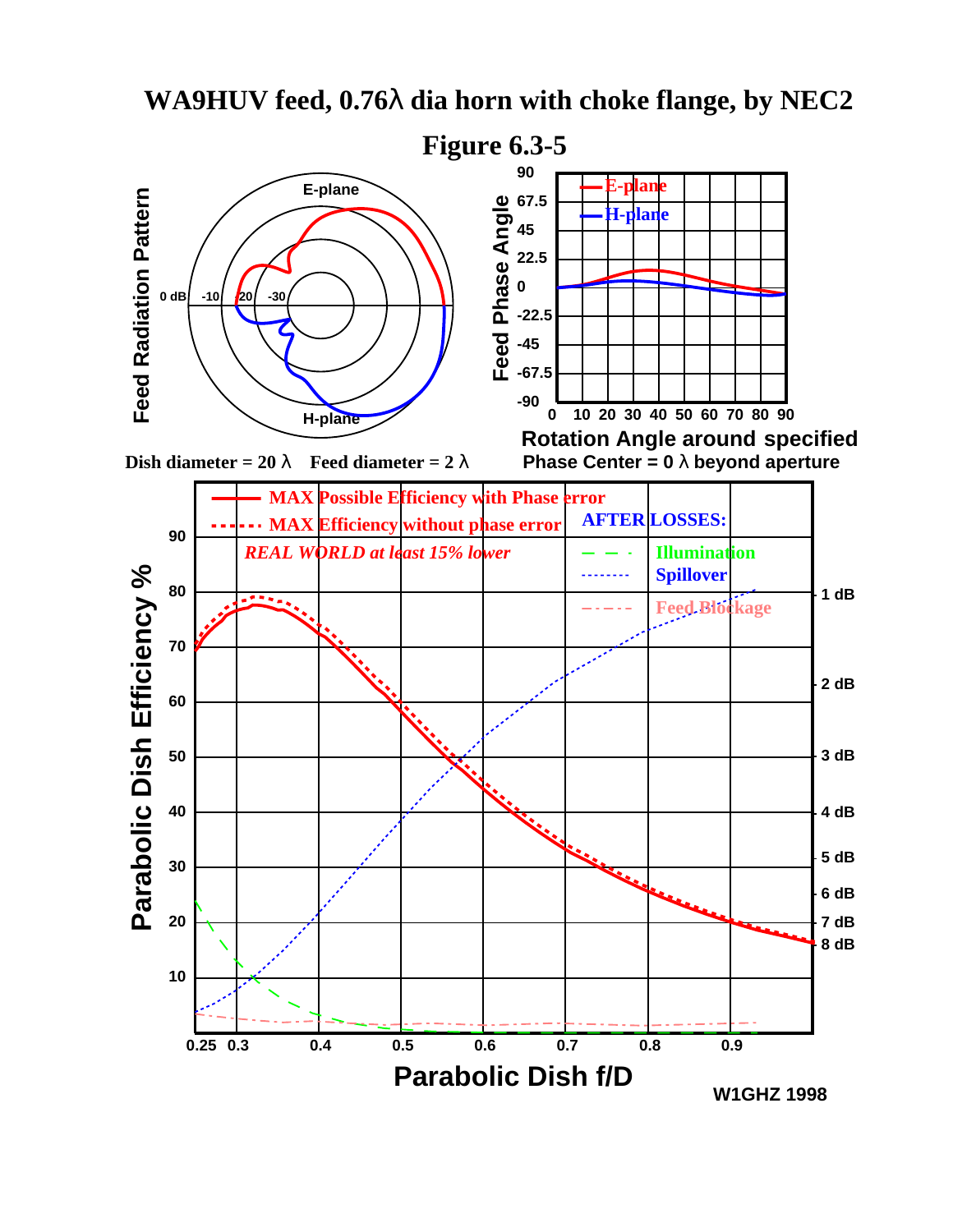# WA9HUV feed, 0.76λ dia horn with choke flange, by NEC2

## Figure 6.3-5

Dish diameter = 20 λ  Feed diameter = 2 λ

Rotation Angle around specified Phase Center = 0 λ beyond aperture

W1GHZ 1998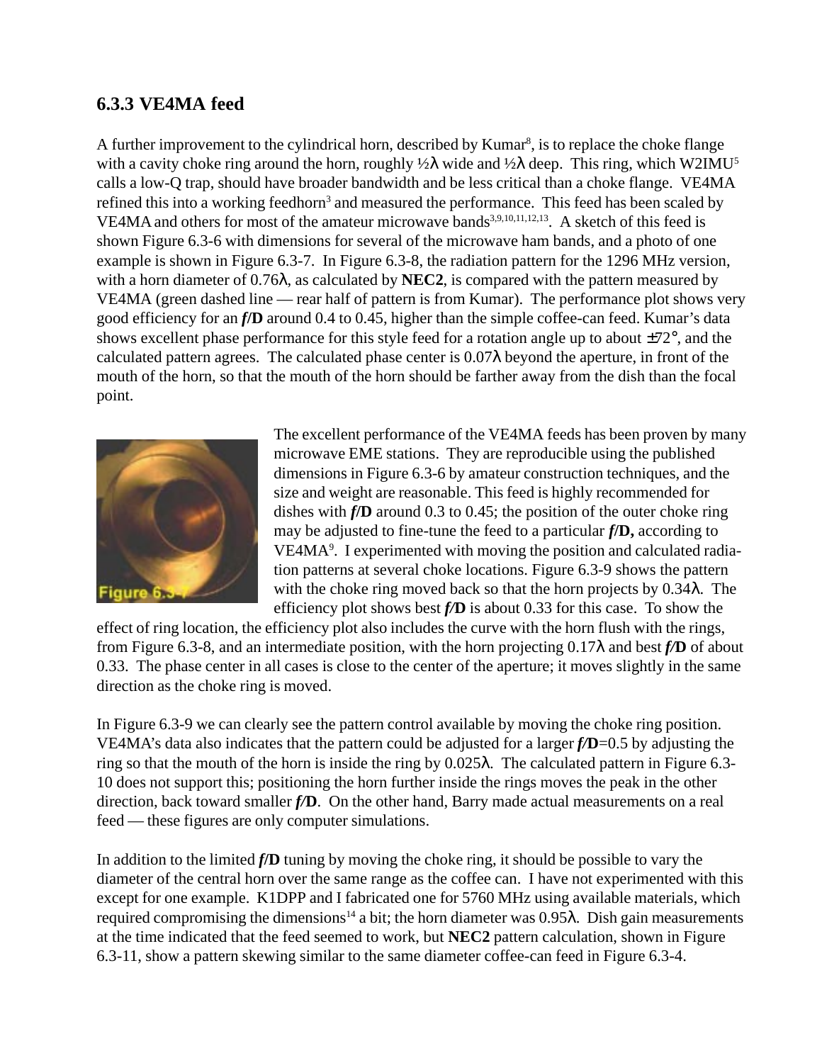### 6.3.3 VE4MA feed

A further improvement to the cylindrical horn, described by Kumar[8], is to replace the choke flange with a cavity choke ring around the horn, roughly ½λ wide and ½λ deep. This ring, which W2IMU[5] calls a low-Q trap, should have broader bandwidth and be less critical than a choke flange. VE4MA refined this into a working feedhorn[3] and measured the performance. This feed has been scaled by VE4MA and others for most of the amateur microwave bands[3,9,10,11,12,13]. A sketch of this feed is shown Figure 6.3-6 with dimensions for several of the microwave ham bands, and a photo of one example is shown in Figure 6.3-7. In Figure 6.3-8, the radiation pattern for the 1296 MHz version, with a horn diameter of 0.76λ, as calculated by **NEC2**, is compared with the pattern measured by VE4MA (green dashed line — rear half of pattern is from Kumar). The performance plot shows very good efficiency for an ***f*/D** around 0.4 to 0.45, higher than the simple coffee-can feed. Kumar's data shows excellent phase performance for this style feed for a rotation angle up to about ±72°, and the calculated pattern agrees. The calculated phase center is 0.07λ beyond the aperture, in front of the mouth of the horn, so that the mouth of the horn should be farther away from the dish than the focal point.

Figure 6.3-7

The excellent performance of the VE4MA feeds has been proven by many microwave EME stations. They are reproducible using the published dimensions in Figure 6.3-6 by amateur construction techniques, and the size and weight are reasonable. This feed is highly recommended for dishes with ***f*/D** around 0.3 to 0.45; the position of the outer choke ring may be adjusted to fine-tune the feed to a particular ***f*/D,** according to VE4MA[9]. I experimented with moving the position and calculated radiation patterns at several choke locations. Figure 6.3-9 shows the pattern with the choke ring moved back so that the horn projects by 0.34λ. The efficiency plot shows best ***f*/D** is about 0.33 for this case. To show the effect of ring location, the efficiency plot also includes the curve with the horn flush with the rings, from Figure 6.3-8, and an intermediate position, with the horn projecting 0.17λ and best ***f*/D** of about 0.33. The phase center in all cases is close to the center of the aperture; it moves slightly in the same direction as the choke ring is moved.

In Figure 6.3-9 we can clearly see the pattern control available by moving the choke ring position. VE4MA's data also indicates that the pattern could be adjusted for a larger ***f*/D**=0.5 by adjusting the ring so that the mouth of the horn is inside the ring by 0.025λ. The calculated pattern in Figure 6.3-10 does not support this; positioning the horn further inside the rings moves the peak in the other direction, back toward smaller ***f*/D**. On the other hand, Barry made actual measurements on a real feed — these figures are only computer simulations.

In addition to the limited ***f*/D** tuning by moving the choke ring, it should be possible to vary the diameter of the central horn over the same range as the coffee can. I have not experimented with this except for one example. K1DPP and I fabricated one for 5760 MHz using available materials, which required compromising the dimensions[14] a bit; the horn diameter was 0.95λ. Dish gain measurements at the time indicated that the feed seemed to work, but **NEC2** pattern calculation, shown in Figure 6.3-11, show a pattern skewing similar to the same diameter coffee-can feed in Figure 6.3-4.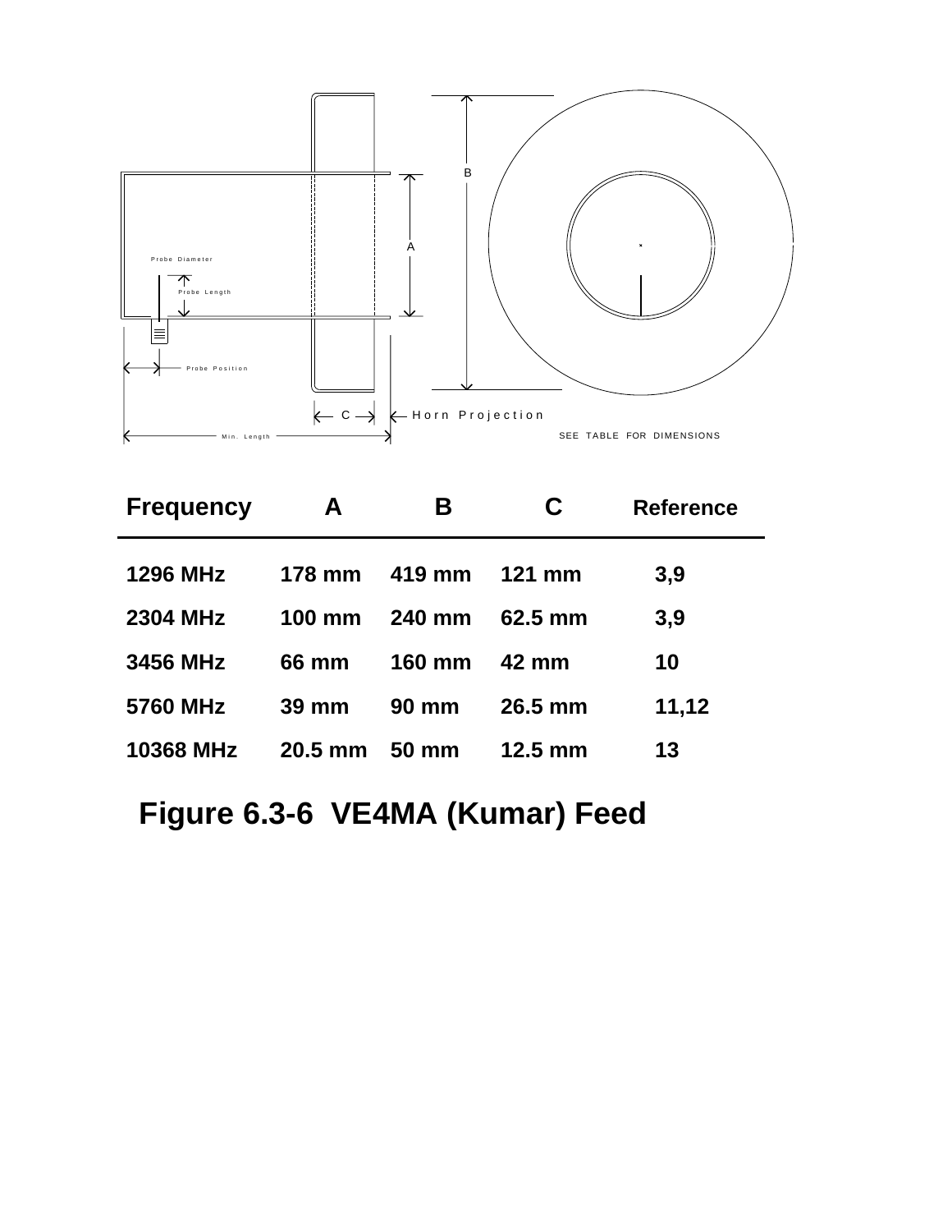Probe Diameter

Probe Length

Probe Position

Min. Length

C

Horn Projection

A

B

SEE TABLE FOR DIMENSIONS

| Frequency | A | B | C | Reference |
|---|---|---|---|---|
| 1296 MHz | 178 mm | 419 mm | 121 mm | 3,9 |
| 2304 MHz | 100 mm | 240 mm | 62.5 mm | 3,9 |
| 3456 MHz | 66 mm | 160 mm | 42 mm | 10 |
| 5760 MHz | 39 mm | 90 mm | 26.5 mm | 11,12 |
| 10368 MHz | 20.5 mm | 50 mm | 12.5 mm | 13 |

**Figure 6.3-6 VE4MA (Kumar) Feed**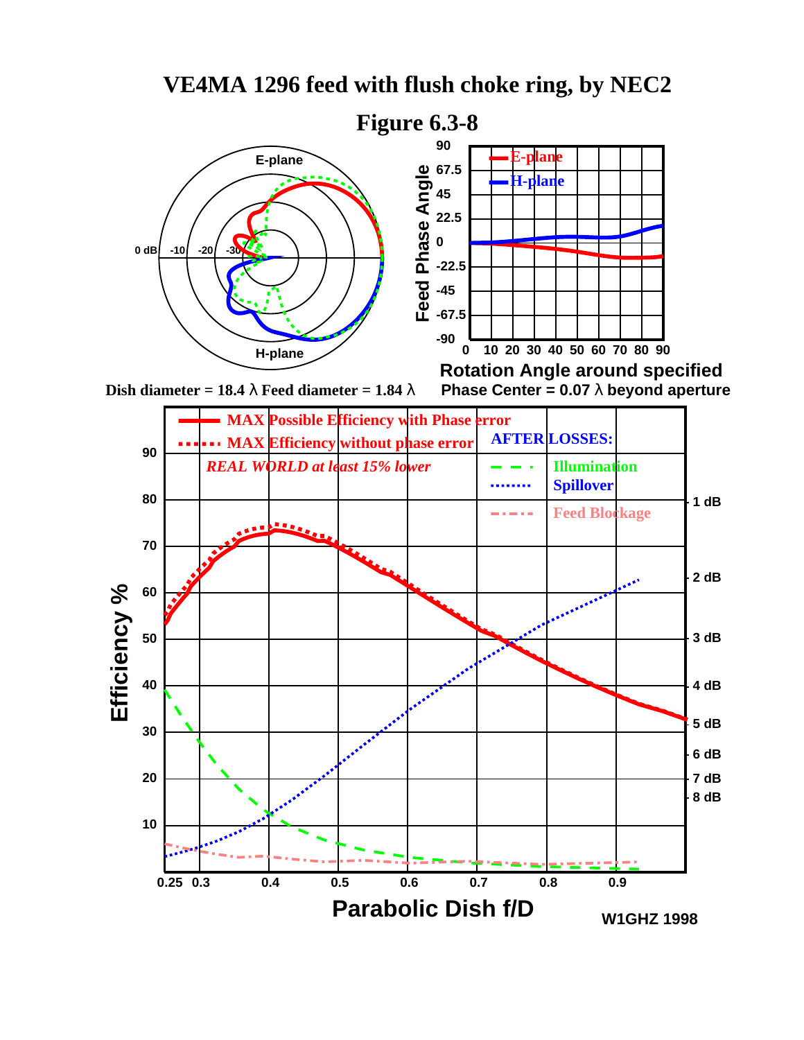# VE4MA 1296 feed with flush choke ring, by NEC2

## Figure 6.3-8

E-plane

H-plane

0 dB -10 -20 -30

Feed Phase Angle

90, 67.5, 45, 22.5, 0, -22.5, -45, -67.5, -90

E-plane

H-plane

0 10 20 30 40 50 60 70 80 90

Rotation Angle around specified

Dish diameter = 18.4 λ Feed diameter = 1.84 λ

Phase Center = 0.07 λ beyond aperture

MAX Possible Efficiency with Phase error

MAX Efficiency without phase error

*REAL WORLD at least 15% lower*

AFTER LOSSES:

Illumination

Spillover

Feed Blockage

Efficiency %

Parabolic Dish f/D

1 dB, 2 dB, 3 dB, 4 dB, 5 dB, 6 dB, 7 dB, 8 dB

W1GHZ 1998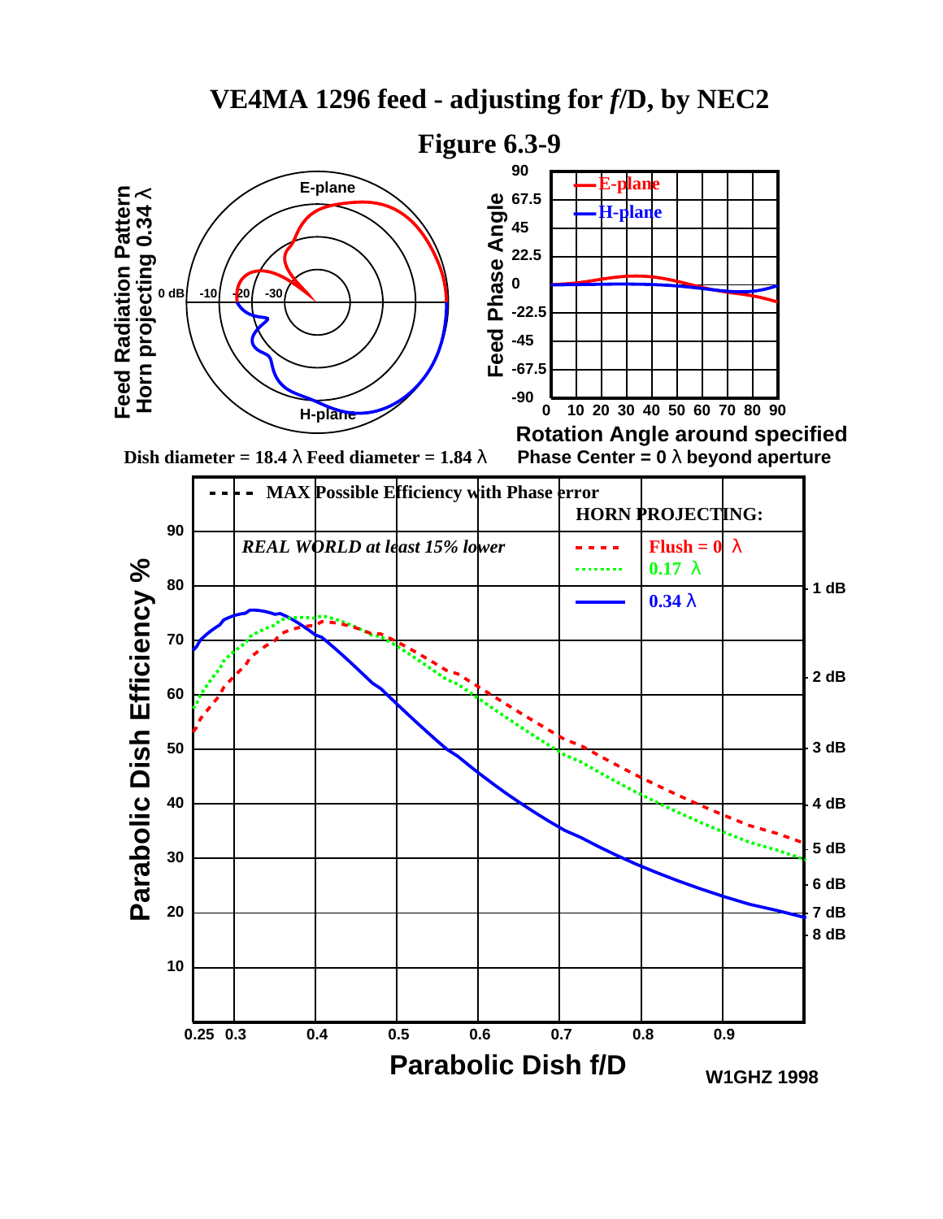# VE4MA 1296 feed - adjusting for *f*/D, by NEC2

## Figure 6.3-9

Feed Radiation Pattern
Horn projecting 0.34 λ

E-plane

H-plane

0 dB -10 -20 -30

Feed Phase Angle

90, 67.5, 45, 22.5, 0, -22.5, -45, -67.5, -90

E-plane
H-plane

0 10 20 30 40 50 60 70 80 90

Rotation Angle around specified
Phase Center = 0 λ beyond aperture

Dish diameter = 18.4 λ Feed diameter = 1.84 λ

MAX Possible Efficiency with Phase error

*REAL WORLD at least 15% lower*

HORN PROJECTING:
Flush = 0 λ
0.17 λ
0.34 λ

Parabolic Dish Efficiency %

90, 80, 70, 60, 50, 40, 30, 20, 10

1 dB, 2 dB, 3 dB, 4 dB, 5 dB, 6 dB, 7 dB, 8 dB

0.25 0.3 0.4 0.5 0.6 0.7 0.8 0.9

Parabolic Dish f/D

W1GHZ 1998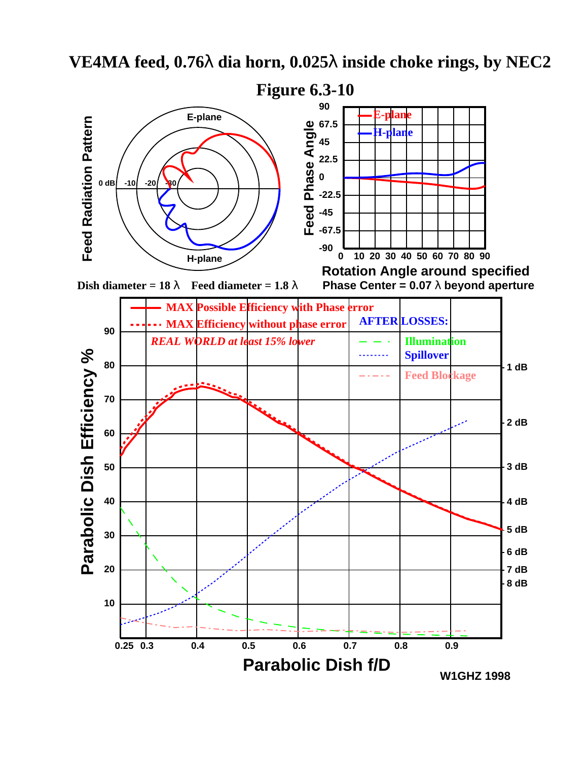# VE4MA feed, 0.76λ dia horn, 0.025λ inside choke rings, by NEC2

## Figure 6.3-10

Feed Radiation Pattern: E-plane, H-plane; 0 dB, -10, -20, -30

Feed Phase Angle (90, 67.5, 45, 22.5, 0, -22.5, -45, -67.5, -90) vs. Rotation Angle around specified Phase Center = 0.07 λ beyond aperture (0, 10, 20, 30, 40, 50, 60, 70, 80, 90); E-plane, H-plane

Dish diameter = 18 λ  Feed diameter = 1.8 λ

Parabolic Dish Efficiency % vs. Parabolic Dish f/D

- MAX Possible Efficiency with Phase error
- MAX Efficiency without phase error
- *REAL WORLD at least 15% lower*

AFTER LOSSES:

- Illumination
- Spillover
- Feed Blockage

Right axis: 1 dB, 2 dB, 3 dB, 4 dB, 5 dB, 6 dB, 7 dB, 8 dB

W1GHZ 1998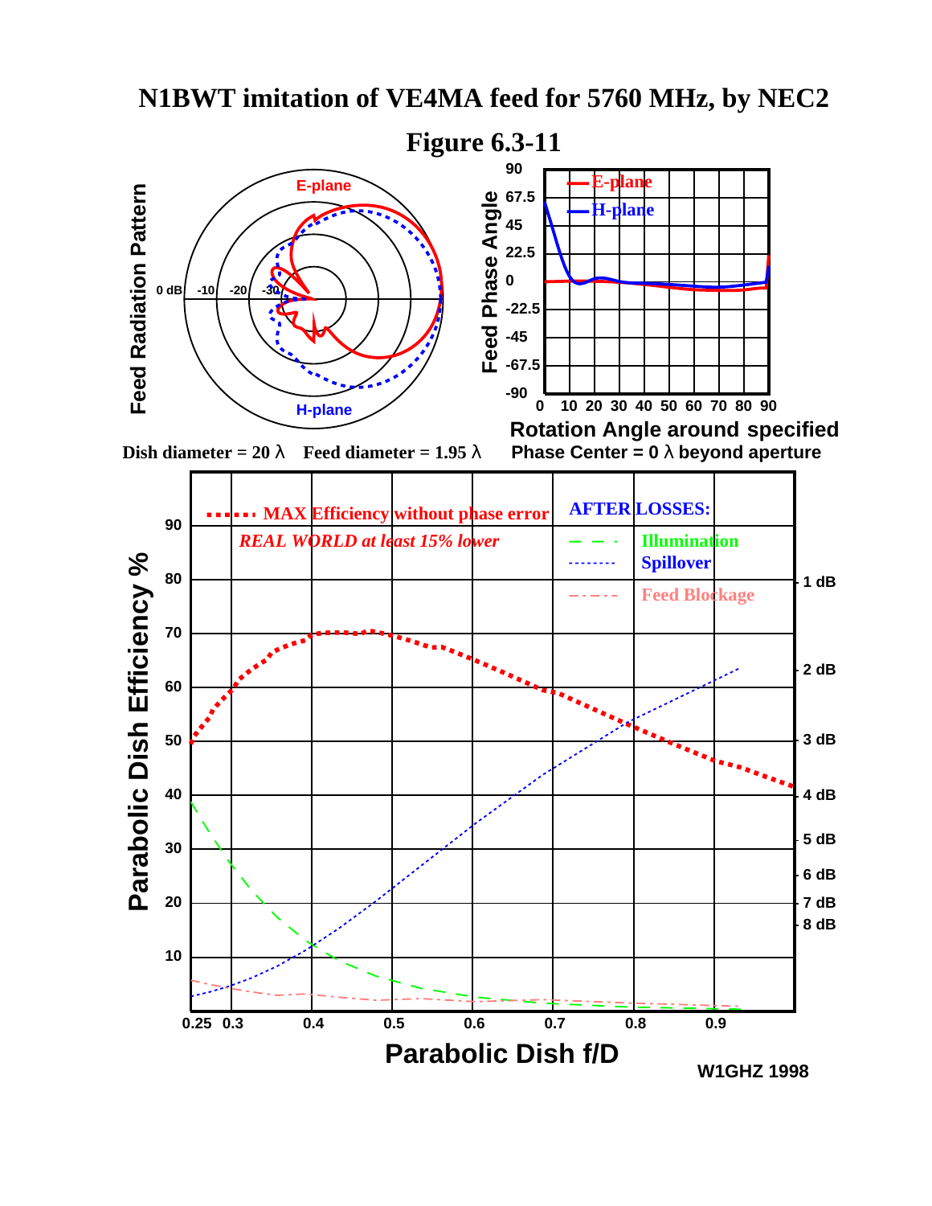# N1BWT imitation of VE4MA feed for 5760 MHz, by NEC2

## Figure 6.3-11

Feed Radiation Pattern — E-plane / H-plane (0 dB, -10, -20, -30)

Feed Phase Angle — E-plane / H-plane (90, 67.5, 45, 22.5, 0, -22.5, -45, -67.5, -90)

Rotation Angle around specified Phase Center = 0 λ beyond aperture (0, 10, 20, 30, 40, 50, 60, 70, 80, 90)

Dish diameter = 20 λ    Feed diameter = 1.95 λ

Parabolic Dish Efficiency % vs. Parabolic Dish f/D

- MAX Efficiency without phase error
- *REAL WORLD at least 15% lower*

AFTER LOSSES:
- Illumination
- Spillover
- Feed Blockage

Parabolic Dish f/D: 0.25, 0.3, 0.4, 0.5, 0.6, 0.7, 0.8, 0.9

Parabolic Dish Efficiency %: 10, 20, 30, 40, 50, 60, 70, 80, 90

1 dB, 2 dB, 3 dB, 4 dB, 5 dB, 6 dB, 7 dB, 8 dB

W1GHZ 1998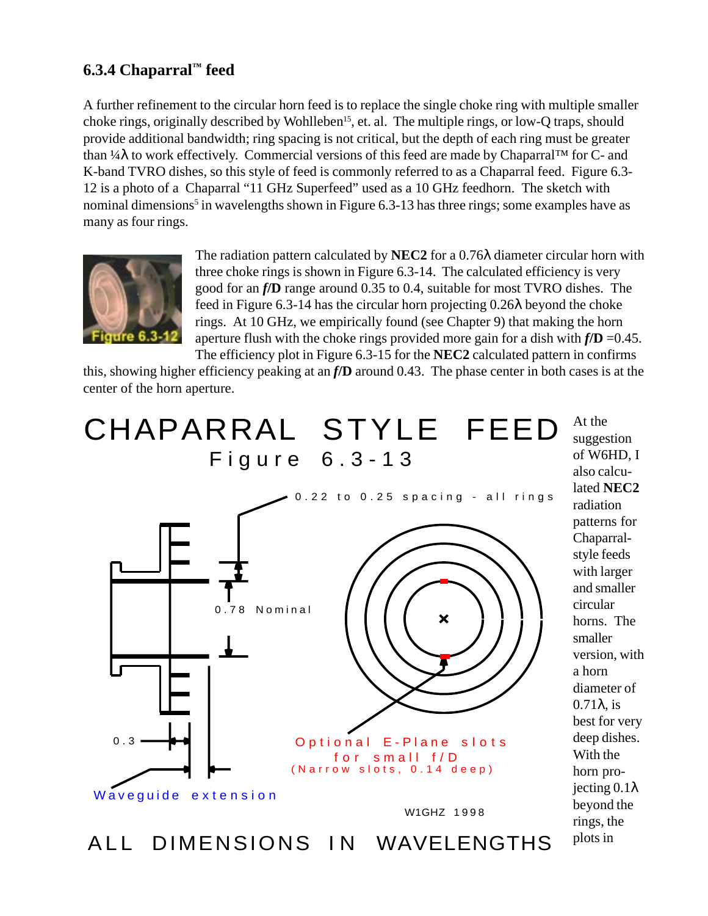### 6.3.4 Chaparral™ feed

A further refinement to the circular horn feed is to replace the single choke ring with multiple smaller choke rings, originally described by Wohlleben[15], et. al. The multiple rings, or low-Q traps, should provide additional bandwidth; ring spacing is not critical, but the depth of each ring must be greater than ¼λ to work effectively. Commercial versions of this feed are made by Chaparral™ for C- and K-band TVRO dishes, so this style of feed is commonly referred to as a Chaparral feed. Figure 6.3-12 is a photo of a Chaparral "11 GHz Superfeed" used as a 10 GHz feedhorn. The sketch with nominal dimensions[5] in wavelengths shown in Figure 6.3-13 has three rings; some examples have as many as four rings.

Figure 6.3-12

The radiation pattern calculated by **NEC2** for a 0.76λ diameter circular horn with three choke rings is shown in Figure 6.3-14. The calculated efficiency is very good for an ***f*/D** range around 0.35 to 0.4, suitable for most TVRO dishes. The feed in Figure 6.3-14 has the circular horn projecting 0.26λ beyond the choke rings. At 10 GHz, we empirically found (see Chapter 9) that making the horn aperture flush with the choke rings provided more gain for a dish with ***f*/D** =0.45. The efficiency plot in Figure 6.3-15 for the **NEC2** calculated pattern in confirms this, showing higher efficiency peaking at an ***f*/D** around 0.43. The phase center in both cases is at the center of the horn aperture.

CHAPARRAL STYLE FEED

Figure 6.3-13

0.22 to 0.25 spacing - all rings

0.78 Nominal

0.3

Waveguide extension

Optional E-Plane slots for small f/D (Narrow slots, 0.14 deep)

W1GHZ 1998

ALL DIMENSIONS IN WAVELENGTHS

At the suggestion of W6HD, I also calculated **NEC2** radiation patterns for Chaparral-style feeds with larger and smaller circular horns. The smaller version, with a horn diameter of 0.71λ, is best for very deep dishes. With the horn projecting 0.1λ beyond the rings, the plots in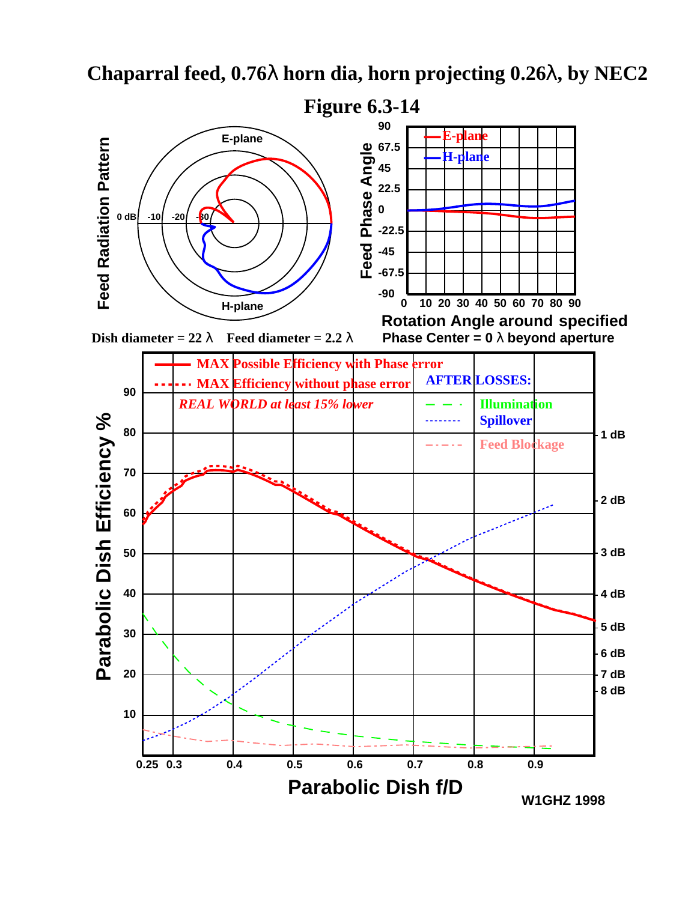# Chaparral feed, 0.76λ horn dia, horn projecting 0.26λ, by NEC2

## Figure 6.3-14

Feed Radiation Pattern

E-plane

H-plane

0 dB -10 -20 -30

Feed Phase Angle

E-plane
H-plane

90, 67.5, 45, 22.5, 0, -22.5, -45, -67.5, -90

0 10 20 30 40 50 60 70 80 90

Rotation Angle around specified Phase Center = 0 λ beyond aperture

Dish diameter = 22 λ  Feed diameter = 2.2 λ

Parabolic Dish Efficiency %

MAX Possible Efficiency with Phase error

MAX Efficiency without phase error

*REAL WORLD at least 15% lower*

AFTER LOSSES:

Illumination

Spillover

Feed Blockage

1 dB, 2 dB, 3 dB, 4 dB, 5 dB, 6 dB, 7 dB, 8 dB

10, 20, 30, 40, 50, 60, 70, 80, 90

0.25 0.3 0.4 0.5 0.6 0.7 0.8 0.9

Parabolic Dish f/D

W1GHZ 1998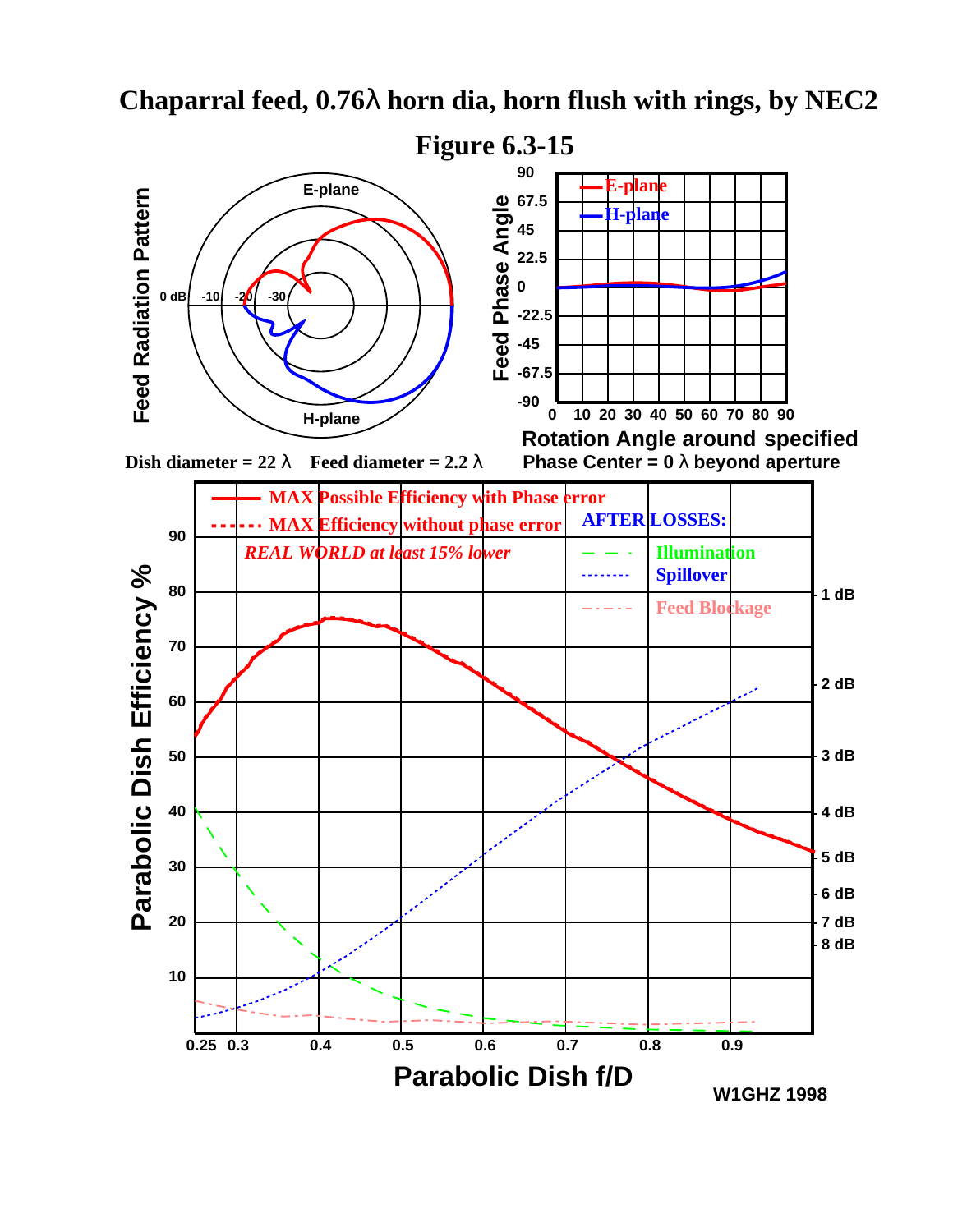# Chaparral feed, 0.76λ horn dia, horn flush with rings, by NEC2

## Figure 6.3-15

Feed Radiation Pattern

E-plane

H-plane

0 dB -10 -20 -30

Feed Phase Angle

E-plane

H-plane

90 67.5 45 22.5 0 -22.5 -45 -67.5 -90

0 10 20 30 40 50 60 70 80 90

Rotation Angle around specified Phase Center = 0 λ beyond aperture

Dish diameter = 22 λ    Feed diameter = 2.2 λ

Parabolic Dish Efficiency %

MAX Possible Efficiency with Phase error

MAX Efficiency without phase error

*REAL WORLD at least 15% lower*

AFTER LOSSES:

Illumination

Spillover

Feed Blockage

90 80 70 60 50 40 30 20 10

1 dB 2 dB 3 dB 4 dB 5 dB 6 dB 7 dB 8 dB

0.25 0.3 0.4 0.5 0.6 0.7 0.8 0.9

Parabolic Dish f/D

W1GHZ 1998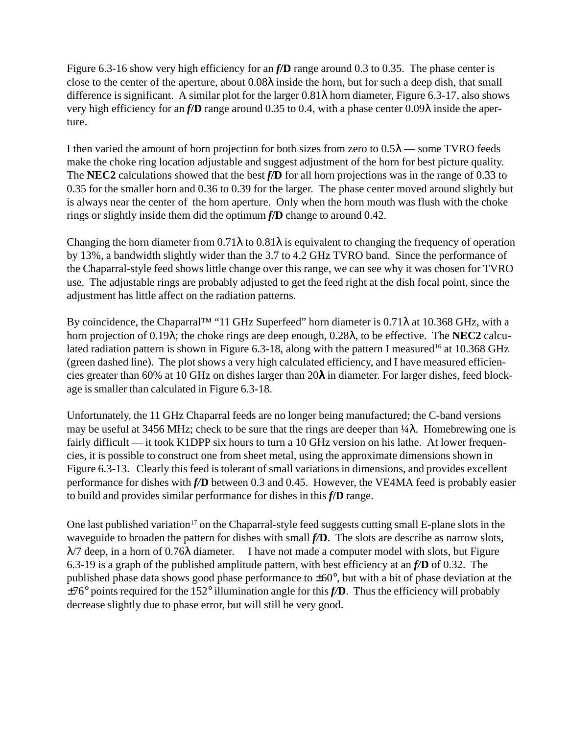Figure 6.3-16 show very high efficiency for an ***f*/D** range around 0.3 to 0.35. The phase center is close to the center of the aperture, about 0.08λ inside the horn, but for such a deep dish, that small difference is significant. A similar plot for the larger 0.81λ horn diameter, Figure 6.3-17, also shows very high efficiency for an ***f*/D** range around 0.35 to 0.4, with a phase center 0.09λ inside the aperture.

I then varied the amount of horn projection for both sizes from zero to 0.5λ — some TVRO feeds make the choke ring location adjustable and suggest adjustment of the horn for best picture quality. The **NEC2** calculations showed that the best ***f*/D** for all horn projections was in the range of 0.33 to 0.35 for the smaller horn and 0.36 to 0.39 for the larger. The phase center moved around slightly but is always near the center of the horn aperture. Only when the horn mouth was flush with the choke rings or slightly inside them did the optimum ***f*/D** change to around 0.42.

Changing the horn diameter from 0.71λ to 0.81λ is equivalent to changing the frequency of operation by 13%, a bandwidth slightly wider than the 3.7 to 4.2 GHz TVRO band. Since the performance of the Chaparral-style feed shows little change over this range, we can see why it was chosen for TVRO use. The adjustable rings are probably adjusted to get the feed right at the dish focal point, since the adjustment has little affect on the radiation patterns.

By coincidence, the Chaparral™ "11 GHz Superfeed" horn diameter is 0.71λ at 10.368 GHz, with a horn projection of 0.19λ; the choke rings are deep enough, 0.28λ, to be effective. The **NEC2** calculated radiation pattern is shown in Figure 6.3-18, along with the pattern I measured[16] at 10.368 GHz (green dashed line). The plot shows a very high calculated efficiency, and I have measured efficiencies greater than 60% at 10 GHz on dishes larger than 20**λ** in diameter. For larger dishes, feed blockage is smaller than calculated in Figure 6.3-18.

Unfortunately, the 11 GHz Chaparral feeds are no longer being manufactured; the C-band versions may be useful at 3456 MHz; check to be sure that the rings are deeper than ¼λ. Homebrewing one is fairly difficult — it took K1DPP six hours to turn a 10 GHz version on his lathe. At lower frequencies, it is possible to construct one from sheet metal, using the approximate dimensions shown in Figure 6.3-13. Clearly this feed is tolerant of small variations in dimensions, and provides excellent performance for dishes with ***f*/D** between 0.3 and 0.45. However, the VE4MA feed is probably easier to build and provides similar performance for dishes in this ***f*/D** range.

One last published variation[17] on the Chaparral-style feed suggests cutting small E-plane slots in the waveguide to broaden the pattern for dishes with small ***f*/D**. The slots are describe as narrow slots, λ/7 deep, in a horn of 0.76λ diameter. I have not made a computer model with slots, but Figure 6.3-19 is a graph of the published amplitude pattern, with best efficiency at an ***f*/D** of 0.32. The published phase data shows good phase performance to ±60°, but with a bit of phase deviation at the ±76° points required for the 152° illumination angle for this ***f*/D**. Thus the efficiency will probably decrease slightly due to phase error, but will still be very good.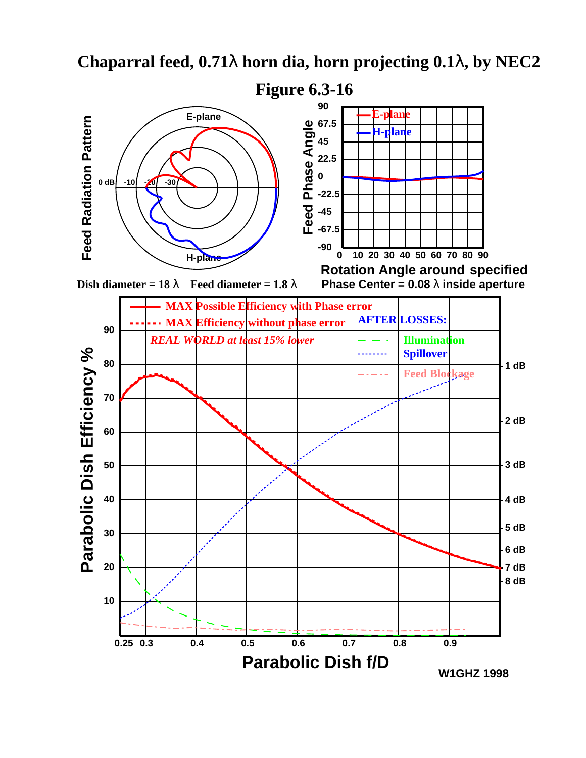# Chaparral feed, 0.71λ horn dia, horn projecting 0.1λ, by NEC2

## Figure 6.3-16

Feed Radiation Pattern

E-plane

H-plane

0 dB -10 -20 -30

Feed Phase Angle

90 67.5 45 22.5 0 -22.5 -45 -67.5 -90

E-plane

H-plane

0 10 20 30 40 50 60 70 80 90

Rotation Angle around specified

Phase Center = 0.08 λ inside aperture

Dish diameter = 18 λ  Feed diameter = 1.8 λ

MAX Possible Efficiency with Phase error

MAX Efficiency without phase error

*REAL WORLD at least 15% lower*

AFTER LOSSES:

Illumination

Spillover

Feed Blockage

Parabolic Dish Efficiency %

90 80 70 60 50 40 30 20 10

1 dB 2 dB 3 dB 4 dB 5 dB 6 dB 7 dB 8 dB

0.25 0.3 0.4 0.5 0.6 0.7 0.8 0.9

Parabolic Dish f/D

W1GHZ 1998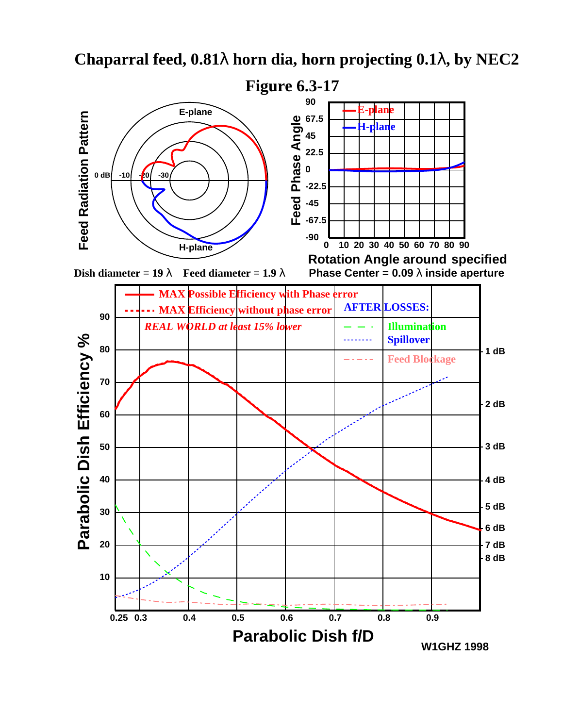# Chaparral feed, 0.81λ horn dia, horn projecting 0.1λ, by NEC2

## Figure 6.3-17

Dish diameter = 19 λ    Feed diameter = 1.9 λ

Rotation Angle around specified Phase Center = 0.09 λ inside aperture

W1GHZ 1998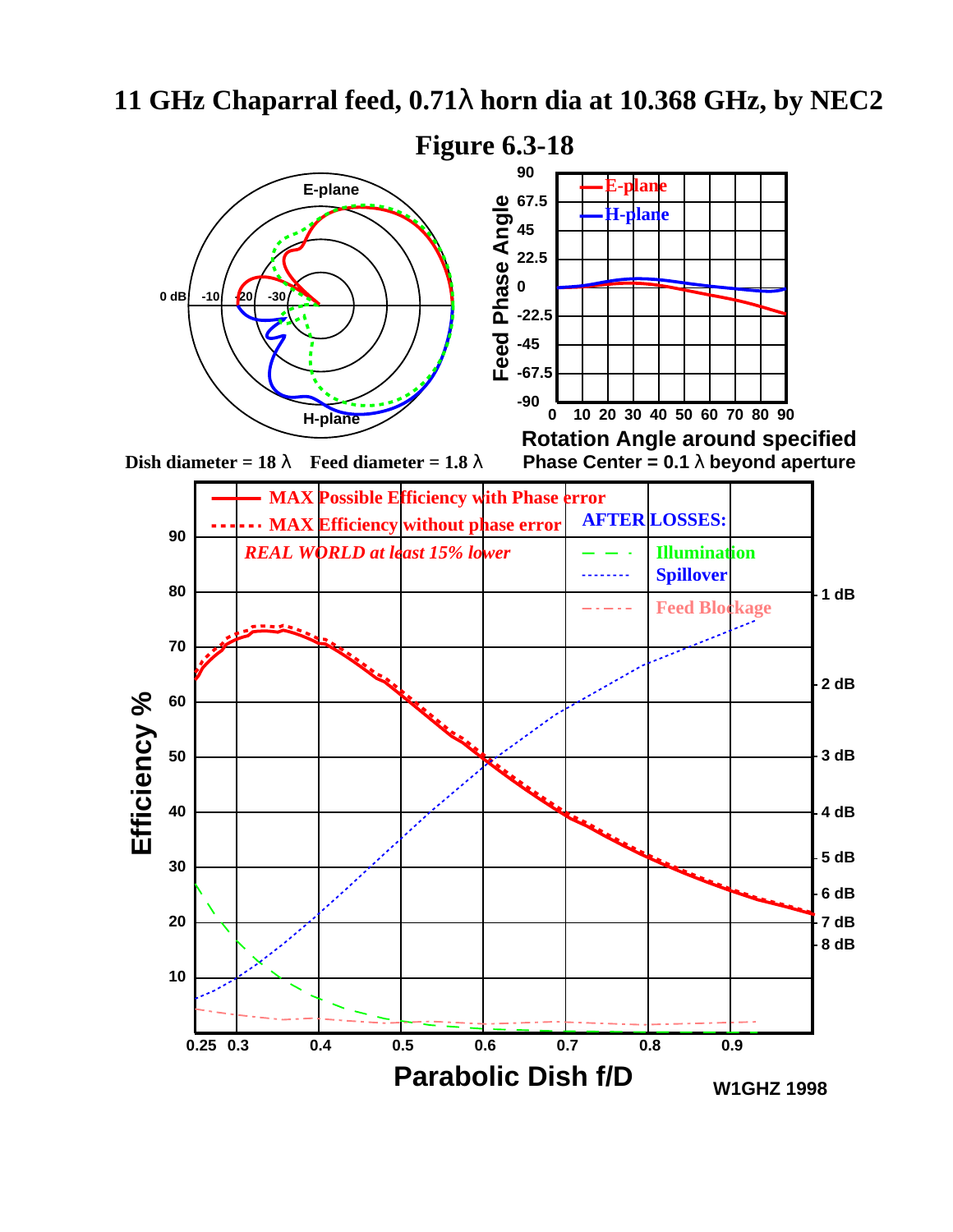# 11 GHz Chaparral feed, 0.71λ horn dia at 10.368 GHz, by NEC2

## Figure 6.3-18

Dish diameter = 18 λ    Feed diameter = 1.8 λ

Rotation Angle around specified Phase Center = 0.1 λ beyond aperture

MAX Possible Efficiency with Phase error

MAX Efficiency without phase error

*REAL WORLD at least 15% lower*

AFTER LOSSES: Illumination, Spillover, Feed Blockage

Parabolic Dish f/D

W1GHZ 1998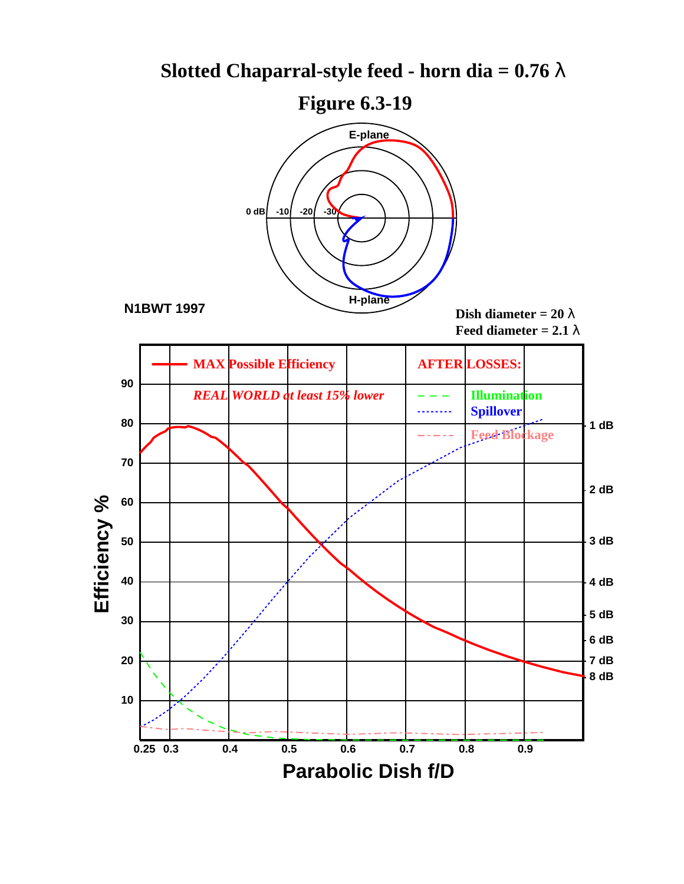# Slotted Chaparral-style feed - horn dia = 0.76 λ

## Figure 6.3-19

E-plane

0 dB -10 -20 -30

H-plane

N1BWT 1997

Dish diameter = 20 λ
Feed diameter = 2.1 λ

**MAX Possible Efficiency**

*REAL WORLD at least 15% lower*

**AFTER LOSSES:**

- Illumination
- Spillover
- Feed Blockage

Efficiency %: 10, 20, 30, 40, 50, 60, 70, 80, 90

1 dB, 2 dB, 3 dB, 4 dB, 5 dB, 6 dB, 7 dB, 8 dB

0.25 0.3 0.4 0.5 0.6 0.7 0.8 0.9

**Parabolic Dish f/D**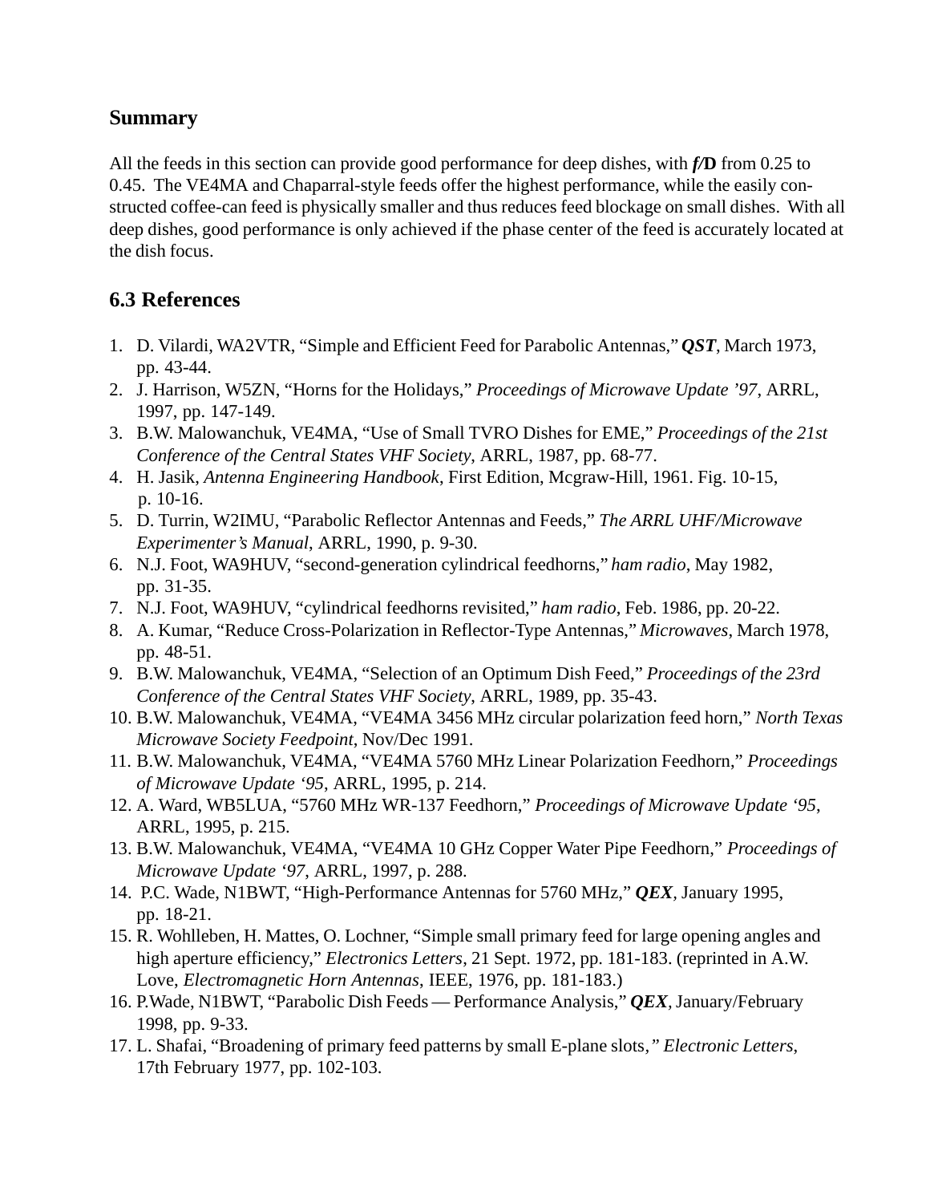## Summary

All the feeds in this section can provide good performance for deep dishes, with ***f*/D** from 0.25 to 0.45. The VE4MA and Chaparral-style feeds offer the highest performance, while the easily constructed coffee-can feed is physically smaller and thus reduces feed blockage on small dishes. With all deep dishes, good performance is only achieved if the phase center of the feed is accurately located at the dish focus.

## 6.3 References

1. D. Vilardi, WA2VTR, "Simple and Efficient Feed for Parabolic Antennas," ***QST***, March 1973, pp. 43-44.
2. J. Harrison, W5ZN, "Horns for the Holidays," *Proceedings of Microwave Update '97*, ARRL, 1997, pp. 147-149.
3. B.W. Malowanchuk, VE4MA, "Use of Small TVRO Dishes for EME," *Proceedings of the 21st Conference of the Central States VHF Society*, ARRL, 1987, pp. 68-77.
4. H. Jasik, *Antenna Engineering Handbook*, First Edition, Mcgraw-Hill, 1961. Fig. 10-15, p. 10-16.
5. D. Turrin, W2IMU, "Parabolic Reflector Antennas and Feeds," *The ARRL UHF/Microwave Experimenter's Manual*, ARRL, 1990, p. 9-30.
6. N.J. Foot, WA9HUV, "second-generation cylindrical feedhorns," *ham radio*, May 1982, pp. 31-35.
7. N.J. Foot, WA9HUV, "cylindrical feedhorns revisited," *ham radio*, Feb. 1986, pp. 20-22.
8. A. Kumar, "Reduce Cross-Polarization in Reflector-Type Antennas," *Microwaves*, March 1978, pp. 48-51.
9. B.W. Malowanchuk, VE4MA, "Selection of an Optimum Dish Feed," *Proceedings of the 23rd Conference of the Central States VHF Society*, ARRL, 1989, pp. 35-43.
10. B.W. Malowanchuk, VE4MA, "VE4MA 3456 MHz circular polarization feed horn," *North Texas Microwave Society Feedpoint*, Nov/Dec 1991.
11. B.W. Malowanchuk, VE4MA, "VE4MA 5760 MHz Linear Polarization Feedhorn," *Proceedings of Microwave Update '95*, ARRL, 1995, p. 214.
12. A. Ward, WB5LUA, "5760 MHz WR-137 Feedhorn," *Proceedings of Microwave Update '95*, ARRL, 1995, p. 215.
13. B.W. Malowanchuk, VE4MA, "VE4MA 10 GHz Copper Water Pipe Feedhorn," *Proceedings of Microwave Update '97*, ARRL, 1997, p. 288.
14. P.C. Wade, N1BWT, "High-Performance Antennas for 5760 MHz," ***QEX***, January 1995, pp. 18-21.
15. R. Wohlleben, H. Mattes, O. Lochner, "Simple small primary feed for large opening angles and high aperture efficiency," *Electronics Letters*, 21 Sept. 1972, pp. 181-183. (reprinted in A.W. Love, *Electromagnetic Horn Antennas*, IEEE, 1976, pp. 181-183.)
16. P.Wade, N1BWT, "Parabolic Dish Feeds — Performance Analysis," ***QEX***, January/February 1998, pp. 9-33.
17. L. Shafai, "Broadening of primary feed patterns by small E-plane slots," *Electronic Letters*, 17th February 1977, pp. 102-103.